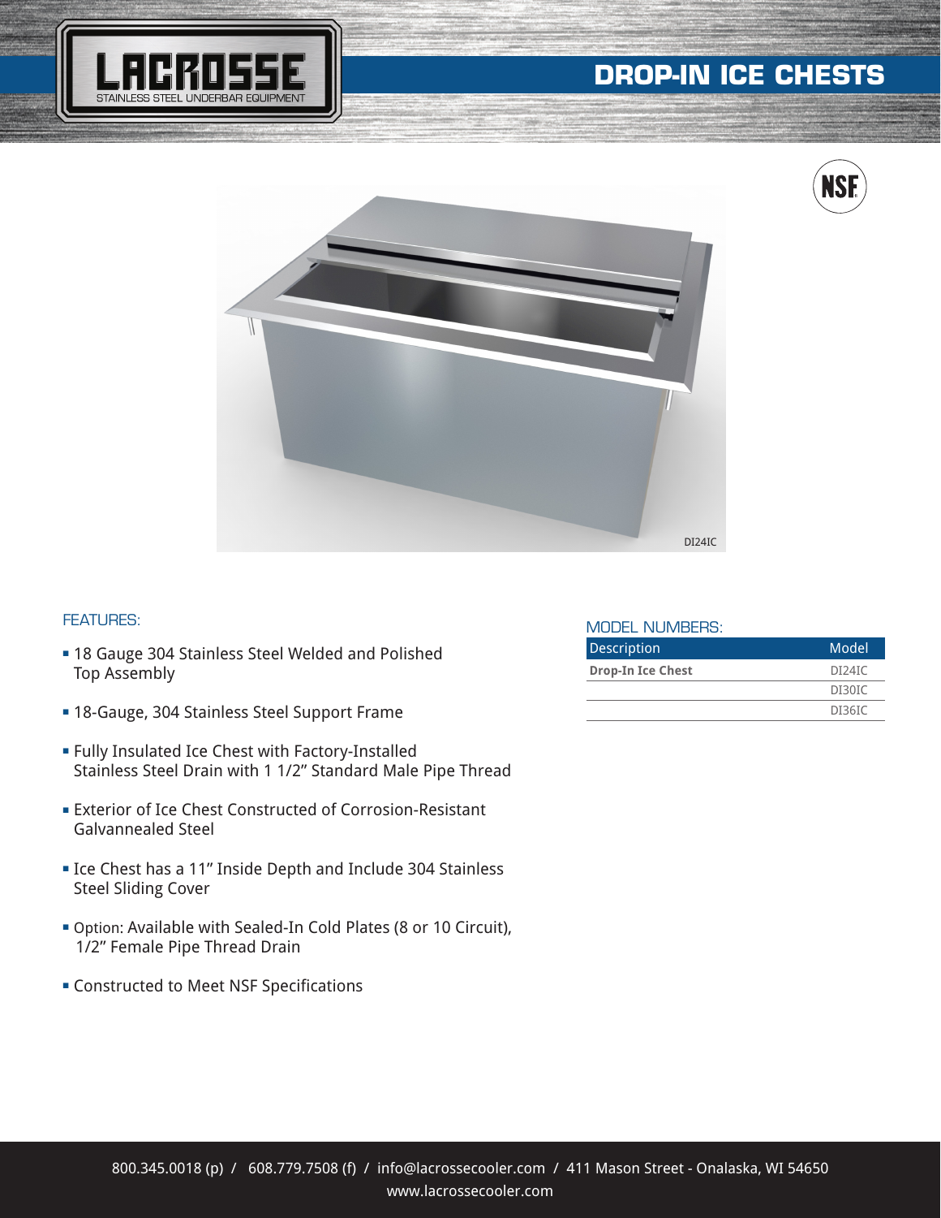# DROP-IN ICE CHESTS

DI24IC

## FEATURES:

- 18 Gauge 304 Stainless Steel Welded and Polished Top Assembly
- 18-Gauge, 304 Stainless Steel Support Frame
- Fully Insulated Ice Chest with Factory-Installed Stainless Steel Drain with 1 1/2" Standard Male Pipe Thread
- Exterior of Ice Chest Constructed of Corrosion-Resistant Galvannealed Steel
- Ice Chest has a 11" Inside Depth and Include 304 Stainless Steel Sliding Cover
- Option: Available with Sealed-In Cold Plates (8 or 10 Circuit), 1/2" Female Pipe Thread Drain
- Constructed to Meet NSF Specifications

## MODEL NUMBERS:

| Description | Model |
|---|---|
| **Drop-In Ice Chest** | DI24IC |
| | DI30IC |
| | DI36IC |

800.345.0018 (p) / 608.779.7508 (f) / info@lacrossecooler.com / 411 Mason Street - Onalaska, WI 54650
www.lacrossecooler.com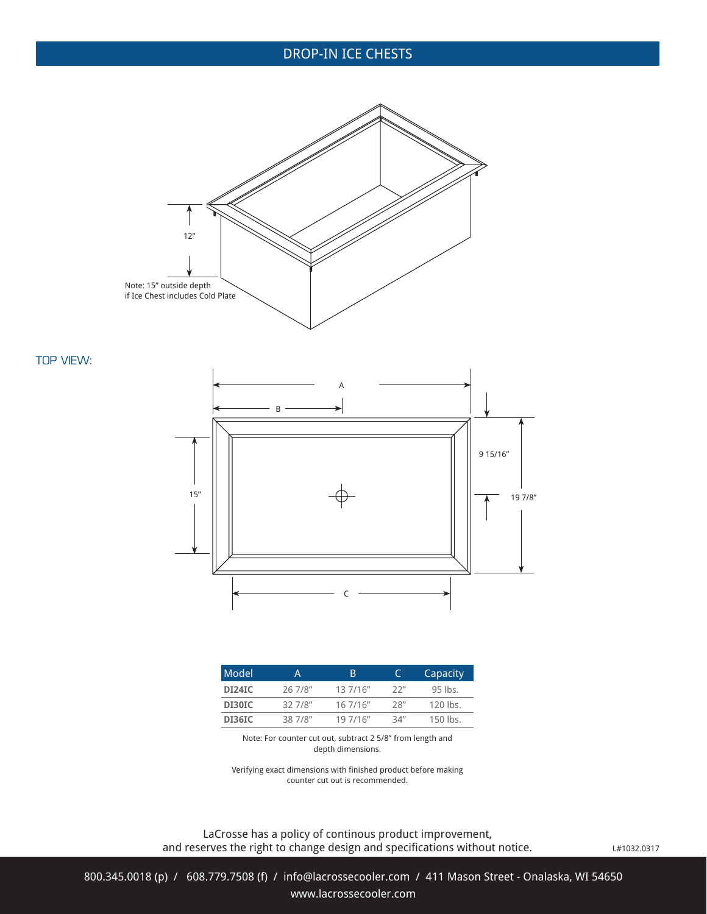# DROP-IN ICE CHESTS

12"

Note: 15" outside depth
if Ice Chest includes Cold Plate

## TOP VIEW:

A

B

9 15/16"

15"

19 7/8"

C

| Model | A | B | C | Capacity |
|---|---|---|---|---|
| **DI24IC** | 26 7/8" | 13 7/16" | 22" | 95 lbs. |
| **DI30IC** | 32 7/8" | 16 7/16" | 28" | 120 lbs. |
| **DI36IC** | 38 7/8" | 19 7/16" | 34" | 150 lbs. |

Note: For counter cut out, subtract 2 5/8" from length and depth dimensions.

Verifying exact dimensions with finished product before making counter cut out is recommended.

LaCrosse has a policy of continous product improvement, and reserves the right to change design and specifications without notice.

L#1032.0317

800.345.0018 (p) / 608.779.7508 (f) / info@lacrossecooler.com / 411 Mason Street - Onalaska, WI 54650
www.lacrossecooler.com